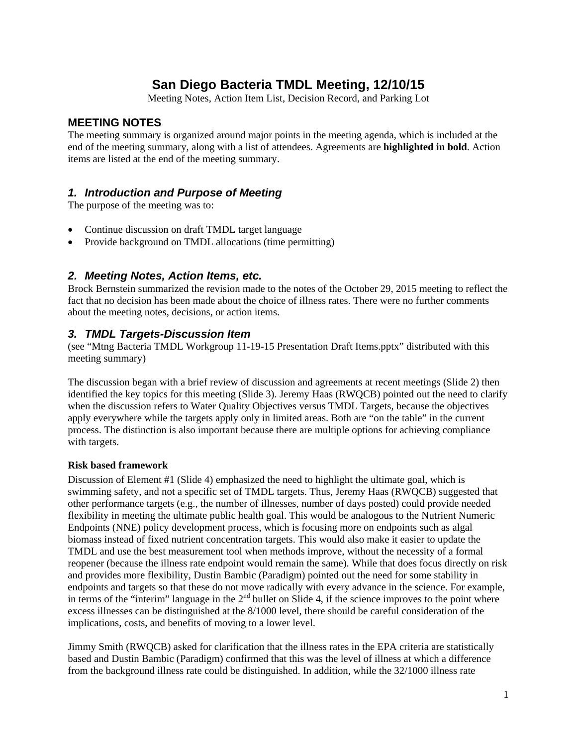# San Diego Bacteria TMDL Meeting, 12/10/15

Meeting Notes, Action Item List, Decision Record, and Parking Lot

## MEETING NOTES

The meeting summary is organized around major points in the meeting agenda, which is included at the end of the meeting summary, along with a list of attendees. Agreements are **highlighted in bold**. Action items are listed at the end of the meeting summary.

### *1. Introduction and Purpose of Meeting*

The purpose of the meeting was to:

- Continue discussion on draft TMDL target language
- Provide background on TMDL allocations (time permitting)

### *2. Meeting Notes, Action Items, etc.*

Brock Bernstein summarized the revision made to the notes of the October 29, 2015 meeting to reflect the fact that no decision has been made about the choice of illness rates. There were no further comments about the meeting notes, decisions, or action items.

### *3. TMDL Targets-Discussion Item*

(see "Mtng Bacteria TMDL Workgroup 11-19-15 Presentation Draft Items.pptx" distributed with this meeting summary)

The discussion began with a brief review of discussion and agreements at recent meetings (Slide 2) then identified the key topics for this meeting (Slide 3). Jeremy Haas (RWQCB) pointed out the need to clarify when the discussion refers to Water Quality Objectives versus TMDL Targets, because the objectives apply everywhere while the targets apply only in limited areas. Both are "on the table" in the current process. The distinction is also important because there are multiple options for achieving compliance with targets.

**Risk based framework**

Discussion of Element #1 (Slide 4) emphasized the need to highlight the ultimate goal, which is swimming safety, and not a specific set of TMDL targets. Thus, Jeremy Haas (RWQCB) suggested that other performance targets (e.g., the number of illnesses, number of days posted) could provide needed flexibility in meeting the ultimate public health goal. This would be analogous to the Nutrient Numeric Endpoints (NNE) policy development process, which is focusing more on endpoints such as algal biomass instead of fixed nutrient concentration targets. This would also make it easier to update the TMDL and use the best measurement tool when methods improve, without the necessity of a formal reopener (because the illness rate endpoint would remain the same). While that does focus directly on risk and provides more flexibility, Dustin Bambic (Paradigm) pointed out the need for some stability in endpoints and targets so that these do not move radically with every advance in the science. For example, in terms of the "interim" language in the 2nd bullet on Slide 4, if the science improves to the point where excess illnesses can be distinguished at the 8/1000 level, there should be careful consideration of the implications, costs, and benefits of moving to a lower level.

Jimmy Smith (RWQCB) asked for clarification that the illness rates in the EPA criteria are statistically based and Dustin Bambic (Paradigm) confirmed that this was the level of illness at which a difference from the background illness rate could be distinguished. In addition, while the 32/1000 illness rate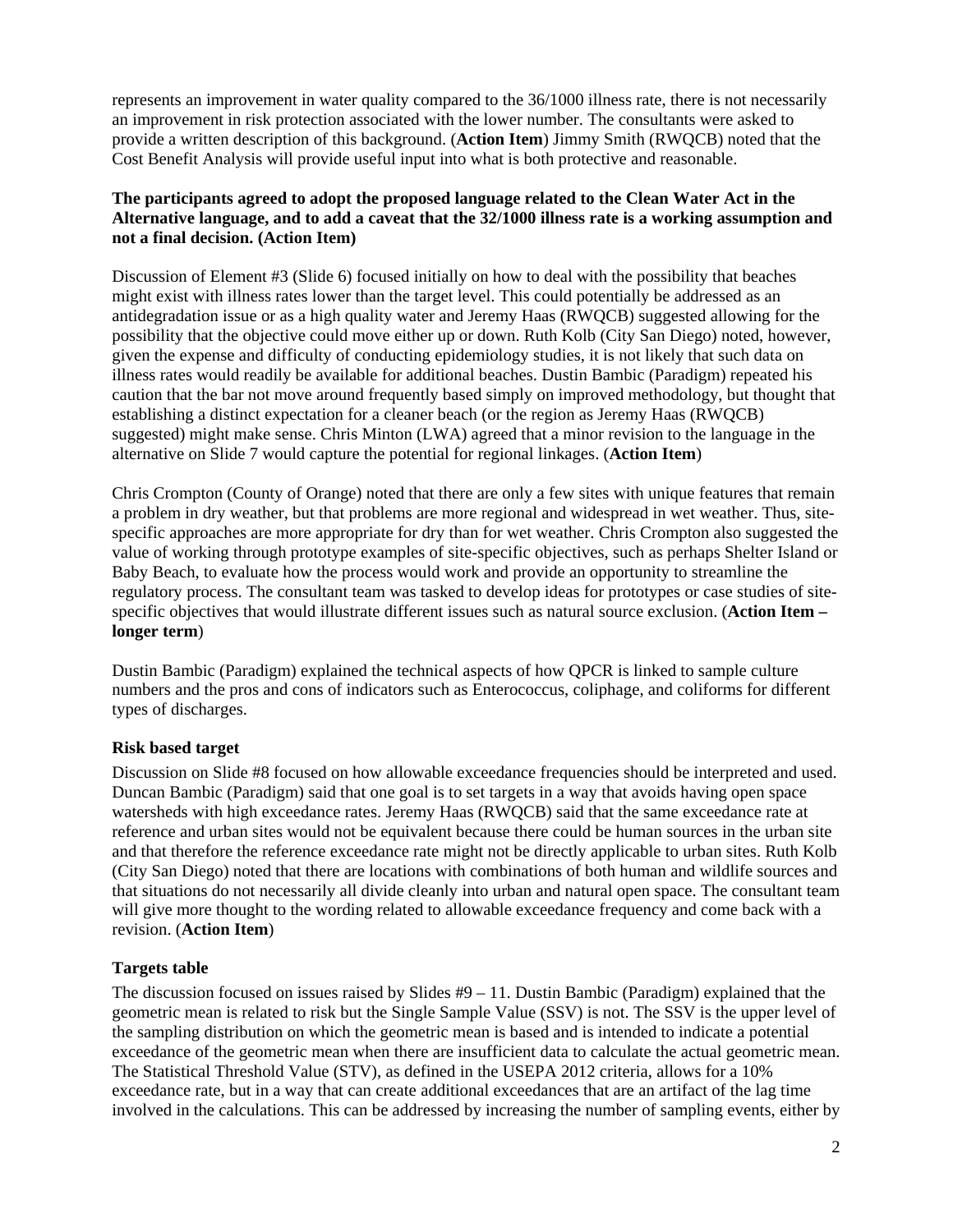represents an improvement in water quality compared to the 36/1000 illness rate, there is not necessarily an improvement in risk protection associated with the lower number. The consultants were asked to provide a written description of this background. (**Action Item**) Jimmy Smith (RWQCB) noted that the Cost Benefit Analysis will provide useful input into what is both protective and reasonable.

**The participants agreed to adopt the proposed language related to the Clean Water Act in the Alternative language, and to add a caveat that the 32/1000 illness rate is a working assumption and not a final decision. (Action Item)**

Discussion of Element #3 (Slide 6) focused initially on how to deal with the possibility that beaches might exist with illness rates lower than the target level. This could potentially be addressed as an antidegradation issue or as a high quality water and Jeremy Haas (RWQCB) suggested allowing for the possibility that the objective could move either up or down. Ruth Kolb (City San Diego) noted, however, given the expense and difficulty of conducting epidemiology studies, it is not likely that such data on illness rates would readily be available for additional beaches. Dustin Bambic (Paradigm) repeated his caution that the bar not move around frequently based simply on improved methodology, but thought that establishing a distinct expectation for a cleaner beach (or the region as Jeremy Haas (RWQCB) suggested) might make sense. Chris Minton (LWA) agreed that a minor revision to the language in the alternative on Slide 7 would capture the potential for regional linkages. (**Action Item**)

Chris Crompton (County of Orange) noted that there are only a few sites with unique features that remain a problem in dry weather, but that problems are more regional and widespread in wet weather. Thus, site-specific approaches are more appropriate for dry than for wet weather. Chris Crompton also suggested the value of working through prototype examples of site-specific objectives, such as perhaps Shelter Island or Baby Beach, to evaluate how the process would work and provide an opportunity to streamline the regulatory process. The consultant team was tasked to develop ideas for prototypes or case studies of site-specific objectives that would illustrate different issues such as natural source exclusion. (**Action Item – longer term**)

Dustin Bambic (Paradigm) explained the technical aspects of how QPCR is linked to sample culture numbers and the pros and cons of indicators such as Enterococcus, coliphage, and coliforms for different types of discharges.

### Risk based target

Discussion on Slide #8 focused on how allowable exceedance frequencies should be interpreted and used. Duncan Bambic (Paradigm) said that one goal is to set targets in a way that avoids having open space watersheds with high exceedance rates. Jeremy Haas (RWQCB) said that the same exceedance rate at reference and urban sites would not be equivalent because there could be human sources in the urban site and that therefore the reference exceedance rate might not be directly applicable to urban sites. Ruth Kolb (City San Diego) noted that there are locations with combinations of both human and wildlife sources and that situations do not necessarily all divide cleanly into urban and natural open space. The consultant team will give more thought to the wording related to allowable exceedance frequency and come back with a revision. (**Action Item**)

### Targets table

The discussion focused on issues raised by Slides #9 – 11. Dustin Bambic (Paradigm) explained that the geometric mean is related to risk but the Single Sample Value (SSV) is not. The SSV is the upper level of the sampling distribution on which the geometric mean is based and is intended to indicate a potential exceedance of the geometric mean when there are insufficient data to calculate the actual geometric mean. The Statistical Threshold Value (STV), as defined in the USEPA 2012 criteria, allows for a 10% exceedance rate, but in a way that can create additional exceedances that are an artifact of the lag time involved in the calculations. This can be addressed by increasing the number of sampling events, either by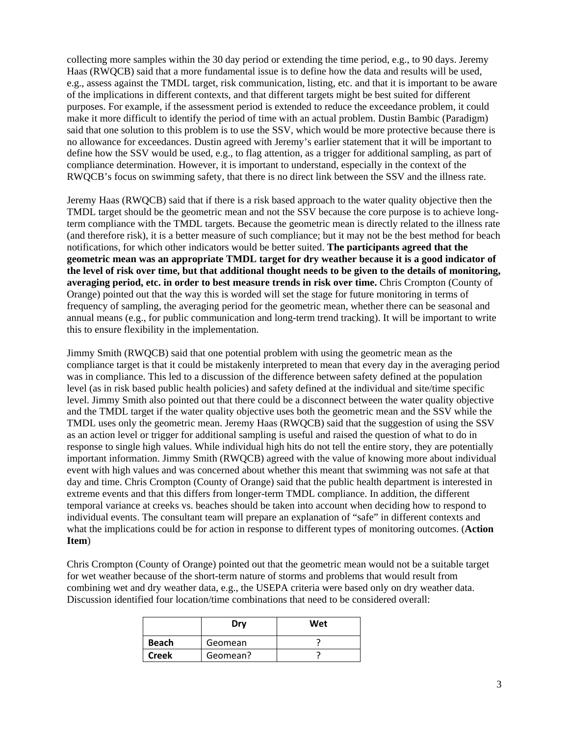collecting more samples within the 30 day period or extending the time period, e.g., to 90 days. Jeremy Haas (RWQCB) said that a more fundamental issue is to define how the data and results will be used, e.g., assess against the TMDL target, risk communication, listing, etc. and that it is important to be aware of the implications in different contexts, and that different targets might be best suited for different purposes. For example, if the assessment period is extended to reduce the exceedance problem, it could make it more difficult to identify the period of time with an actual problem. Dustin Bambic (Paradigm) said that one solution to this problem is to use the SSV, which would be more protective because there is no allowance for exceedances. Dustin agreed with Jeremy's earlier statement that it will be important to define how the SSV would be used, e.g., to flag attention, as a trigger for additional sampling, as part of compliance determination. However, it is important to understand, especially in the context of the RWQCB's focus on swimming safety, that there is no direct link between the SSV and the illness rate.

Jeremy Haas (RWQCB) said that if there is a risk based approach to the water quality objective then the TMDL target should be the geometric mean and not the SSV because the core purpose is to achieve long-term compliance with the TMDL targets. Because the geometric mean is directly related to the illness rate (and therefore risk), it is a better measure of such compliance; but it may not be the best method for beach notifications, for which other indicators would be better suited. **The participants agreed that the geometric mean was an appropriate TMDL target for dry weather because it is a good indicator of the level of risk over time, but that additional thought needs to be given to the details of monitoring, averaging period, etc. in order to best measure trends in risk over time.** Chris Crompton (County of Orange) pointed out that the way this is worded will set the stage for future monitoring in terms of frequency of sampling, the averaging period for the geometric mean, whether there can be seasonal and annual means (e.g., for public communication and long-term trend tracking). It will be important to write this to ensure flexibility in the implementation.

Jimmy Smith (RWQCB) said that one potential problem with using the geometric mean as the compliance target is that it could be mistakenly interpreted to mean that every day in the averaging period was in compliance. This led to a discussion of the difference between safety defined at the population level (as in risk based public health policies) and safety defined at the individual and site/time specific level. Jimmy Smith also pointed out that there could be a disconnect between the water quality objective and the TMDL target if the water quality objective uses both the geometric mean and the SSV while the TMDL uses only the geometric mean. Jeremy Haas (RWQCB) said that the suggestion of using the SSV as an action level or trigger for additional sampling is useful and raised the question of what to do in response to single high values. While individual high hits do not tell the entire story, they are potentially important information. Jimmy Smith (RWQCB) agreed with the value of knowing more about individual event with high values and was concerned about whether this meant that swimming was not safe at that day and time. Chris Crompton (County of Orange) said that the public health department is interested in extreme events and that this differs from longer-term TMDL compliance. In addition, the different temporal variance at creeks vs. beaches should be taken into account when deciding how to respond to individual events. The consultant team will prepare an explanation of "safe" in different contexts and what the implications could be for action in response to different types of monitoring outcomes. (**Action Item**)

Chris Crompton (County of Orange) pointed out that the geometric mean would not be a suitable target for wet weather because of the short-term nature of storms and problems that would result from combining wet and dry weather data, e.g., the USEPA criteria were based only on dry weather data. Discussion identified four location/time combinations that need to be considered overall:

| | **Dry** | **Wet** |
|---|---|---|
| **Beach** | Geomean | ? |
| **Creek** | Geomean? | ? |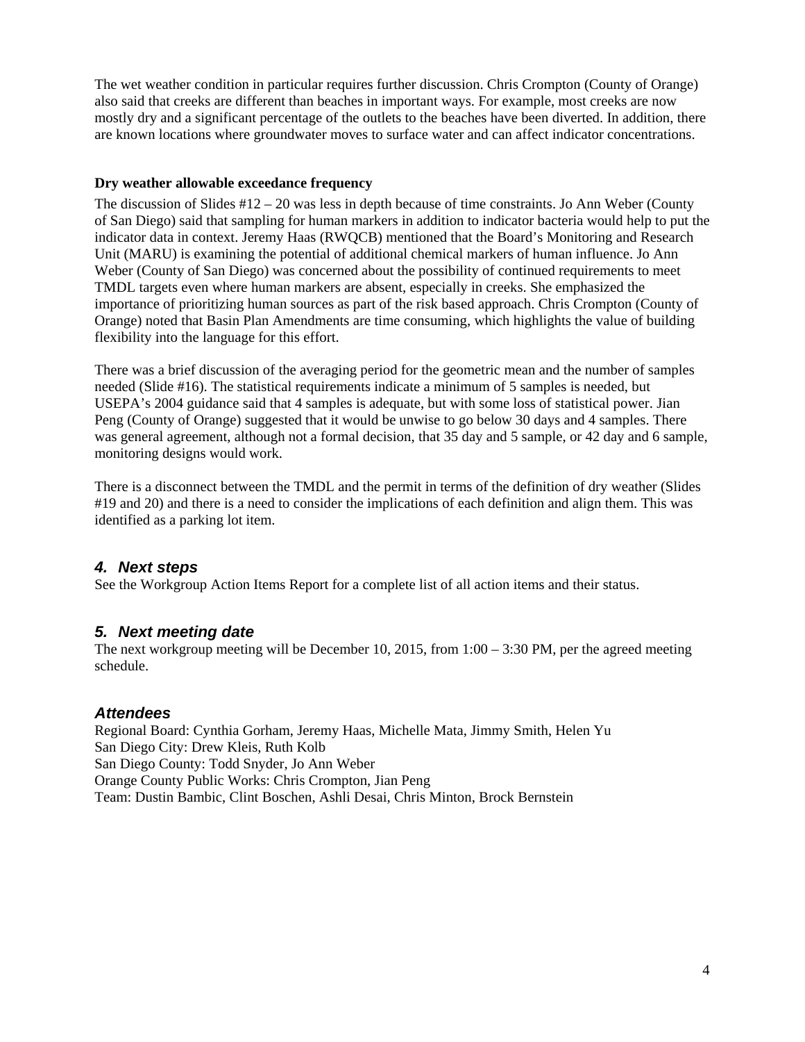The wet weather condition in particular requires further discussion. Chris Crompton (County of Orange) also said that creeks are different than beaches in important ways. For example, most creeks are now mostly dry and a significant percentage of the outlets to the beaches have been diverted. In addition, there are known locations where groundwater moves to surface water and can affect indicator concentrations.

**Dry weather allowable exceedance frequency**

The discussion of Slides #12 – 20 was less in depth because of time constraints. Jo Ann Weber (County of San Diego) said that sampling for human markers in addition to indicator bacteria would help to put the indicator data in context. Jeremy Haas (RWQCB) mentioned that the Board's Monitoring and Research Unit (MARU) is examining the potential of additional chemical markers of human influence. Jo Ann Weber (County of San Diego) was concerned about the possibility of continued requirements to meet TMDL targets even where human markers are absent, especially in creeks. She emphasized the importance of prioritizing human sources as part of the risk based approach. Chris Crompton (County of Orange) noted that Basin Plan Amendments are time consuming, which highlights the value of building flexibility into the language for this effort.

There was a brief discussion of the averaging period for the geometric mean and the number of samples needed (Slide #16). The statistical requirements indicate a minimum of 5 samples is needed, but USEPA's 2004 guidance said that 4 samples is adequate, but with some loss of statistical power. Jian Peng (County of Orange) suggested that it would be unwise to go below 30 days and 4 samples. There was general agreement, although not a formal decision, that 35 day and 5 sample, or 42 day and 6 sample, monitoring designs would work.

There is a disconnect between the TMDL and the permit in terms of the definition of dry weather (Slides #19 and 20) and there is a need to consider the implications of each definition and align them. This was identified as a parking lot item.

## *4. Next steps*

See the Workgroup Action Items Report for a complete list of all action items and their status.

## *5. Next meeting date*

The next workgroup meeting will be December 10, 2015, from 1:00 – 3:30 PM, per the agreed meeting schedule.

## *Attendees*

Regional Board: Cynthia Gorham, Jeremy Haas, Michelle Mata, Jimmy Smith, Helen Yu
San Diego City: Drew Kleis, Ruth Kolb
San Diego County: Todd Snyder, Jo Ann Weber
Orange County Public Works: Chris Crompton, Jian Peng
Team: Dustin Bambic, Clint Boschen, Ashli Desai, Chris Minton, Brock Bernstein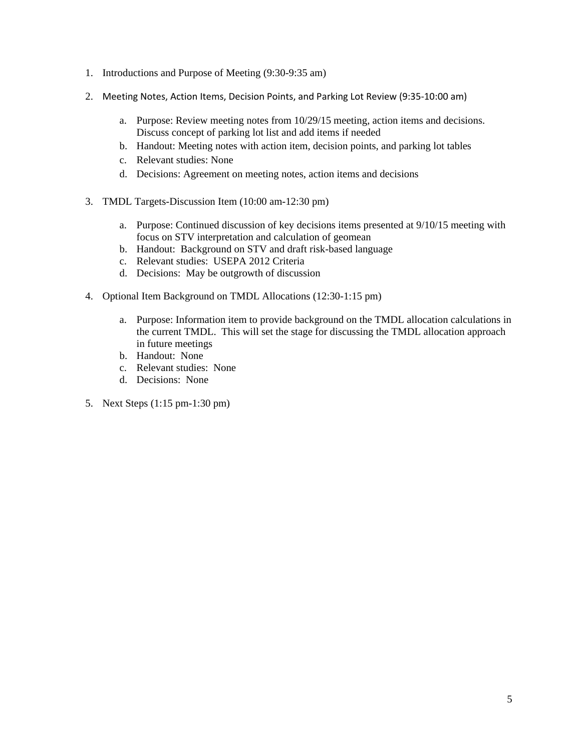1. Introductions and Purpose of Meeting (9:30-9:35 am)

2. Meeting Notes, Action Items, Decision Points, and Parking Lot Review (9:35-10:00 am)

    a. Purpose: Review meeting notes from 10/29/15 meeting, action items and decisions. Discuss concept of parking lot list and add items if needed
    b. Handout: Meeting notes with action item, decision points, and parking lot tables
    c. Relevant studies: None
    d. Decisions: Agreement on meeting notes, action items and decisions

3. TMDL Targets-Discussion Item (10:00 am-12:30 pm)

    a. Purpose: Continued discussion of key decisions items presented at 9/10/15 meeting with focus on STV interpretation and calculation of geomean
    b. Handout: Background on STV and draft risk-based language
    c. Relevant studies: USEPA 2012 Criteria
    d. Decisions: May be outgrowth of discussion

4. Optional Item Background on TMDL Allocations (12:30-1:15 pm)

    a. Purpose: Information item to provide background on the TMDL allocation calculations in the current TMDL. This will set the stage for discussing the TMDL allocation approach in future meetings
    b. Handout: None
    c. Relevant studies: None
    d. Decisions: None

5. Next Steps (1:15 pm-1:30 pm)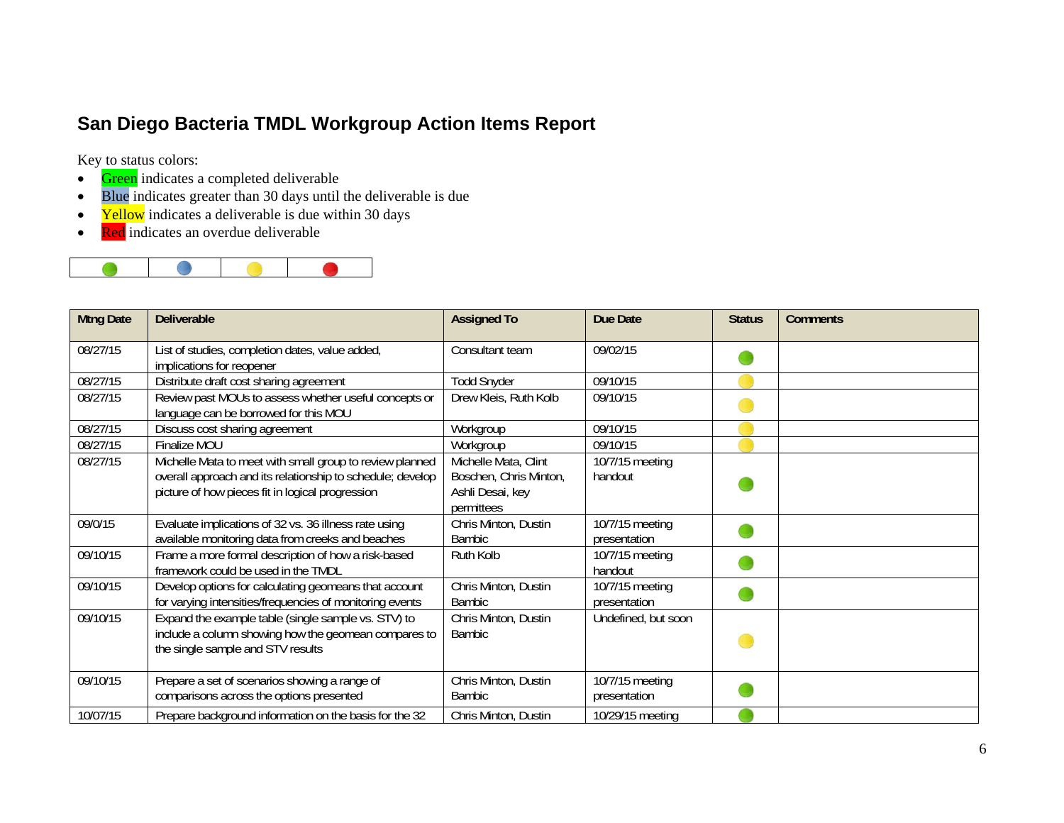## San Diego Bacteria TMDL Workgroup Action Items Report

Key to status colors:

- Green indicates a completed deliverable
- Blue indicates greater than 30 days until the deliverable is due
- Yellow indicates a deliverable is due within 30 days
- Red indicates an overdue deliverable

| Green | Blue | Yellow | Red |
|---|---|---|---|

| Mtng Date | Deliverable | Assigned To | Due Date | Status | Comments |
|---|---|---|---|---|---|
| 08/27/15 | List of studies, completion dates, value added, implications for reopener | Consultant team | 09/02/15 | Green | |
| 08/27/15 | Distribute draft cost sharing agreement | Todd Snyder | 09/10/15 | Yellow | |
| 08/27/15 | Review past MOUs to assess whether useful concepts or language can be borrowed for this MOU | Drew Kleis, Ruth Kolb | 09/10/15 | Yellow | |
| 08/27/15 | Discuss cost sharing agreement | Workgroup | 09/10/15 | Yellow | |
| 08/27/15 | Finalize MOU | Workgroup | 09/10/15 | Yellow | |
| 08/27/15 | Michelle Mata to meet with small group to review planned overall approach and its relationship to schedule; develop picture of how pieces fit in logical progression | Michelle Mata, Clint Boschen, Chris Minton, Ashli Desai, key permittees | 10/7/15 meeting handout | Green | |
| 09/0/15 | Evaluate implications of 32 vs. 36 illness rate using available monitoring data from creeks and beaches | Chris Minton, Dustin Bambic | 10/7/15 meeting presentation | Green | |
| 09/10/15 | Frame a more formal description of how a risk-based framework could be used in the TMDL | Ruth Kolb | 10/7/15 meeting handout | Green | |
| 09/10/15 | Develop options for calculating geomeans that account for varying intensities/frequencies of monitoring events | Chris Minton, Dustin Bambic | 10/7/15 meeting presentation | Green | |
| 09/10/15 | Expand the example table (single sample vs. STV) to include a column showing how the geomean compares to the single sample and STV results | Chris Minton, Dustin Bambic | Undefined, but soon | Yellow | |
| 09/10/15 | Prepare a set of scenarios showing a range of comparisons across the options presented | Chris Minton, Dustin Bambic | 10/7/15 meeting presentation | Green | |
| 10/07/15 | Prepare background information on the basis for the 32 | Chris Minton, Dustin | 10/29/15 meeting | Green | |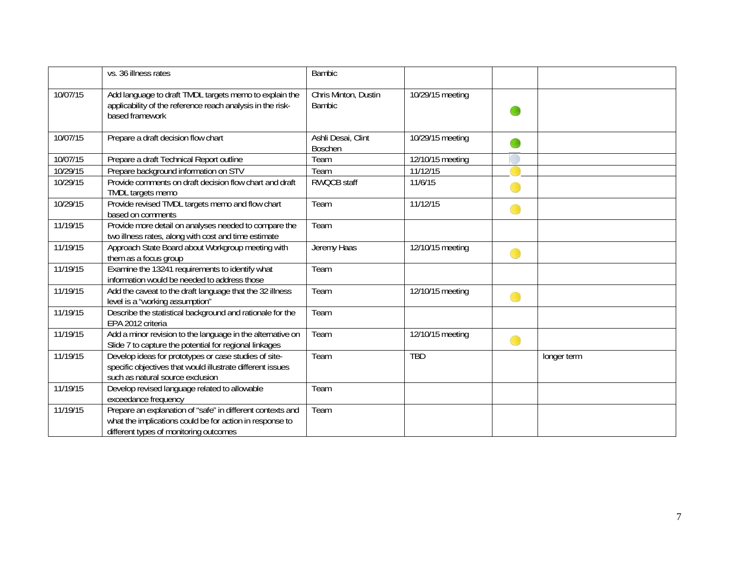| | | | | | |
|---|---|---|---|---|---|
| | vs. 36 illness rates | Bambic | | | |
| 10/07/15 | Add language to draft TMDL targets memo to explain the applicability of the reference reach analysis in the risk-based framework | Chris Minton, Dustin Bambic | 10/29/15 meeting | | |
| 10/07/15 | Prepare a draft decision flow chart | Ashli Desai, Clint Boschen | 10/29/15 meeting | | |
| 10/07/15 | Prepare a draft Technical Report outline | Team | 12/10/15 meeting | | |
| 10/29/15 | Prepare background information on STV | Team | 11/12/15 | | |
| 10/29/15 | Provide comments on draft decision flow chart and draft TMDL targets memo | RWQCB staff | 11/6/15 | | |
| 10/29/15 | Provide revised TMDL targets memo and flow chart based on comments | Team | 11/12/15 | | |
| 11/19/15 | Provide more detail on analyses needed to compare the two illness rates, along with cost and time estimate | Team | | | |
| 11/19/15 | Approach State Board about Workgroup meeting with them as a focus group | Jeremy Haas | 12/10/15 meeting | | |
| 11/19/15 | Examine the 13241 requirements to identify what information would be needed to address those | Team | | | |
| 11/19/15 | Add the caveat to the draft language that the 32 illness level is a "working assumption" | Team | 12/10/15 meeting | | |
| 11/19/15 | Describe the statistical background and rationale for the EPA 2012 criteria | Team | | | |
| 11/19/15 | Add a minor revision to the language in the alternative on Slide 7 to capture the potential for regional linkages | Team | 12/10/15 meeting | | |
| 11/19/15 | Develop ideas for prototypes or case studies of site-specific objectives that would illustrate different issues such as natural source exclusion | Team | TBD | | longer term |
| 11/19/15 | Develop revised language related to allowable exceedance frequency | Team | | | |
| 11/19/15 | Prepare an explanation of "safe" in different contexts and what the implications could be for action in response to different types of monitoring outcomes | Team | | | |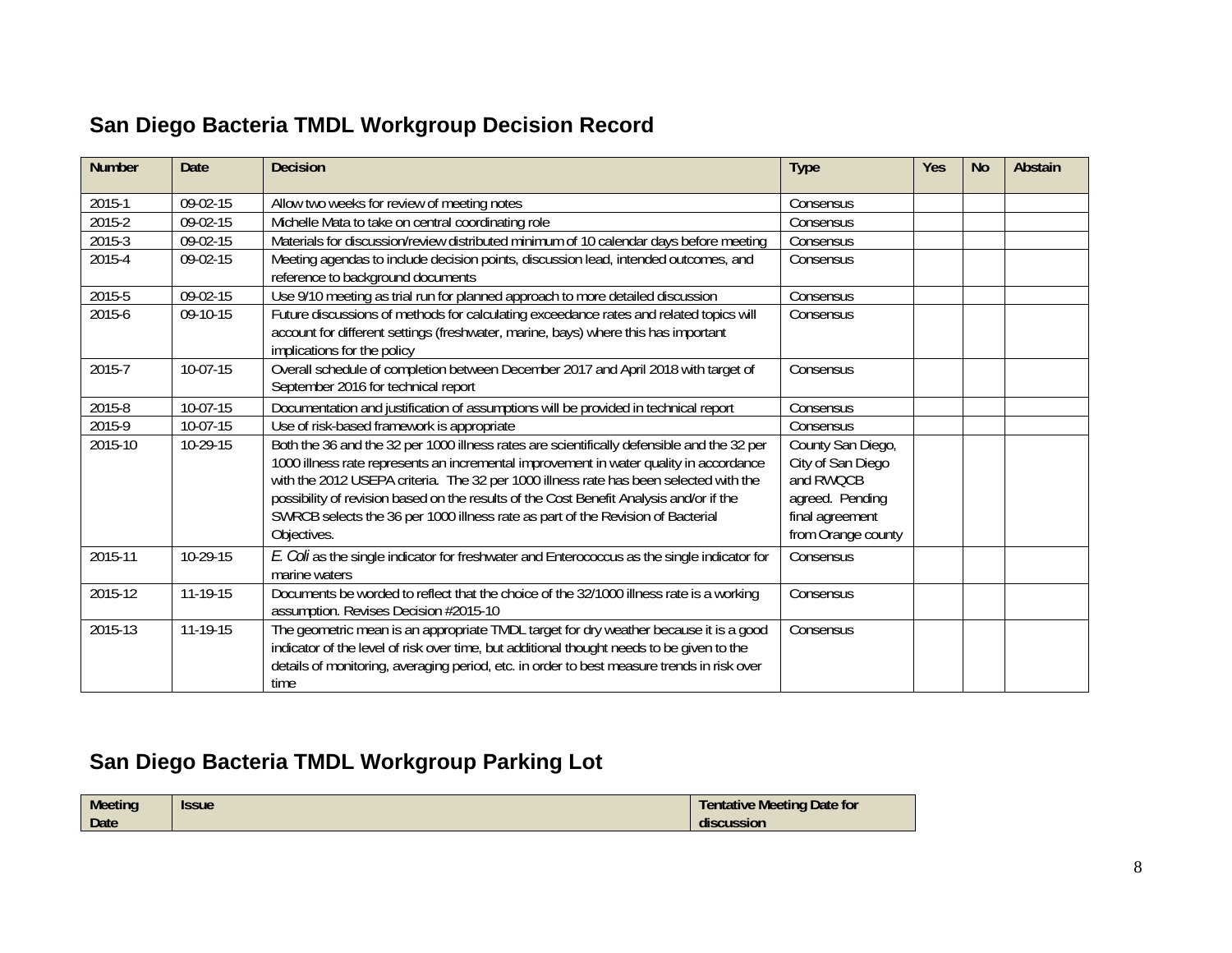## San Diego Bacteria TMDL Workgroup Decision Record

| Number | Date | Decision | Type | Yes | No | Abstain |
|---|---|---|---|---|---|---|
| 2015-1 | 09-02-15 | Allow two weeks for review of meeting notes | Consensus | | | |
| 2015-2 | 09-02-15 | Michelle Mata to take on central coordinating role | Consensus | | | |
| 2015-3 | 09-02-15 | Materials for discussion/review distributed minimum of 10 calendar days before meeting | Consensus | | | |
| 2015-4 | 09-02-15 | Meeting agendas to include decision points, discussion lead, intended outcomes, and reference to background documents | Consensus | | | |
| 2015-5 | 09-02-15 | Use 9/10 meeting as trial run for planned approach to more detailed discussion | Consensus | | | |
| 2015-6 | 09-10-15 | Future discussions of methods for calculating exceedance rates and related topics will account for different settings (freshwater, marine, bays) where this has important implications for the policy | Consensus | | | |
| 2015-7 | 10-07-15 | Overall schedule of completion between December 2017 and April 2018 with target of September 2016 for technical report | Consensus | | | |
| 2015-8 | 10-07-15 | Documentation and justification of assumptions will be provided in technical report | Consensus | | | |
| 2015-9 | 10-07-15 | Use of risk-based framework is appropriate | Consensus | | | |
| 2015-10 | 10-29-15 | Both the 36 and the 32 per 1000 illness rates are scientifically defensible and the 32 per 1000 illness rate represents an incremental improvement in water quality in accordance with the 2012 USEPA criteria. The 32 per 1000 illness rate has been selected with the possibility of revision based on the results of the Cost Benefit Analysis and/or if the SWRCB selects the 36 per 1000 illness rate as part of the Revision of Bacterial Objectives. | County San Diego, City of San Diego and RWQCB agreed. Pending final agreement from Orange county | | | |
| 2015-11 | 10-29-15 | *E. Coli* as the single indicator for freshwater and Enterococcus as the single indicator for marine waters | Consensus | | | |
| 2015-12 | 11-19-15 | Documents be worded to reflect that the choice of the 32/1000 illness rate is a working assumption. Revises Decision #2015-10 | Consensus | | | |
| 2015-13 | 11-19-15 | The geometric mean is an appropriate TMDL target for dry weather because it is a good indicator of the level of risk over time, but additional thought needs to be given to the details of monitoring, averaging period, etc. in order to best measure trends in risk over time | Consensus | | | |

## San Diego Bacteria TMDL Workgroup Parking Lot

| Meeting Date | Issue | Tentative Meeting Date for discussion |
|---|---|---|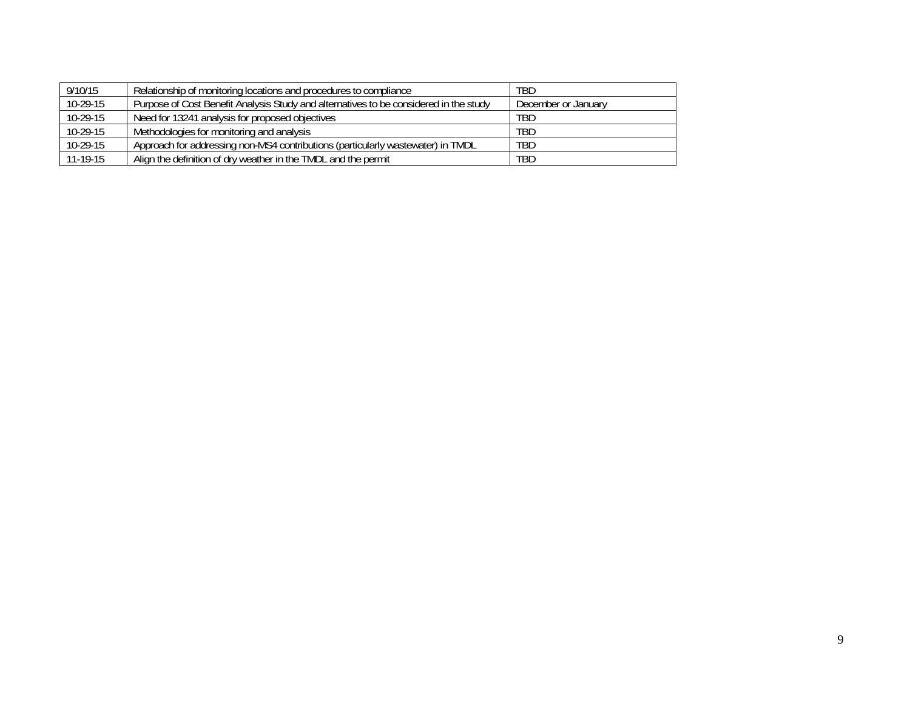| | | |
|---|---|---|
| 9/10/15 | Relationship of monitoring locations and procedures to compliance | TBD |
| 10-29-15 | Purpose of Cost Benefit Analysis Study and alternatives to be considered in the study | December or January |
| 10-29-15 | Need for 13241 analysis for proposed objectives | TBD |
| 10-29-15 | Methodologies for monitoring and analysis | TBD |
| 10-29-15 | Approach for addressing non-MS4 contributions (particularly wastewater) in TMDL | TBD |
| 11-19-15 | Align the definition of dry weather in the TMDL and the permit | TBD |